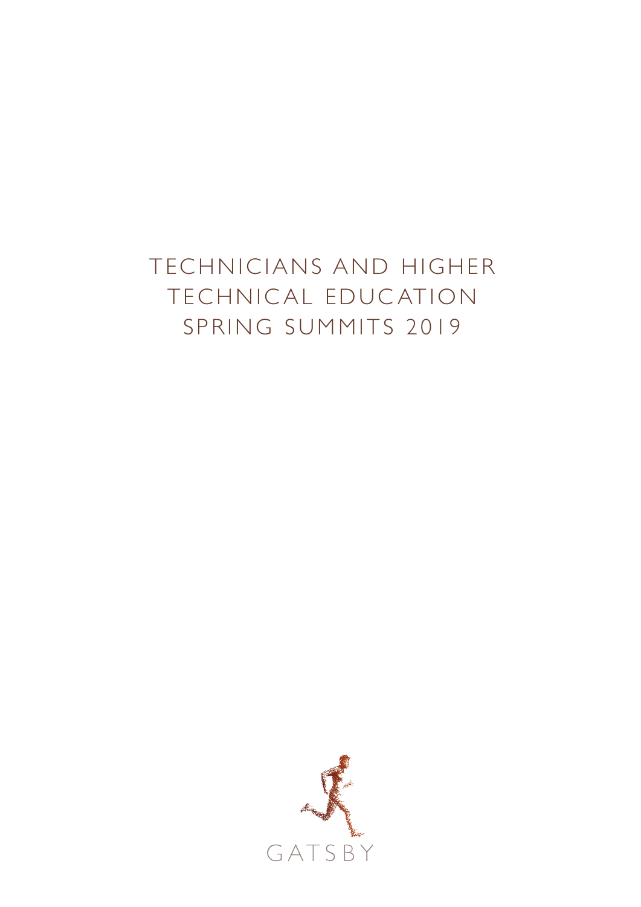# TECHNICIANS AND HIGHER TECHNICAL EDUCATION SPRING SUMMITS 2019

GATSBY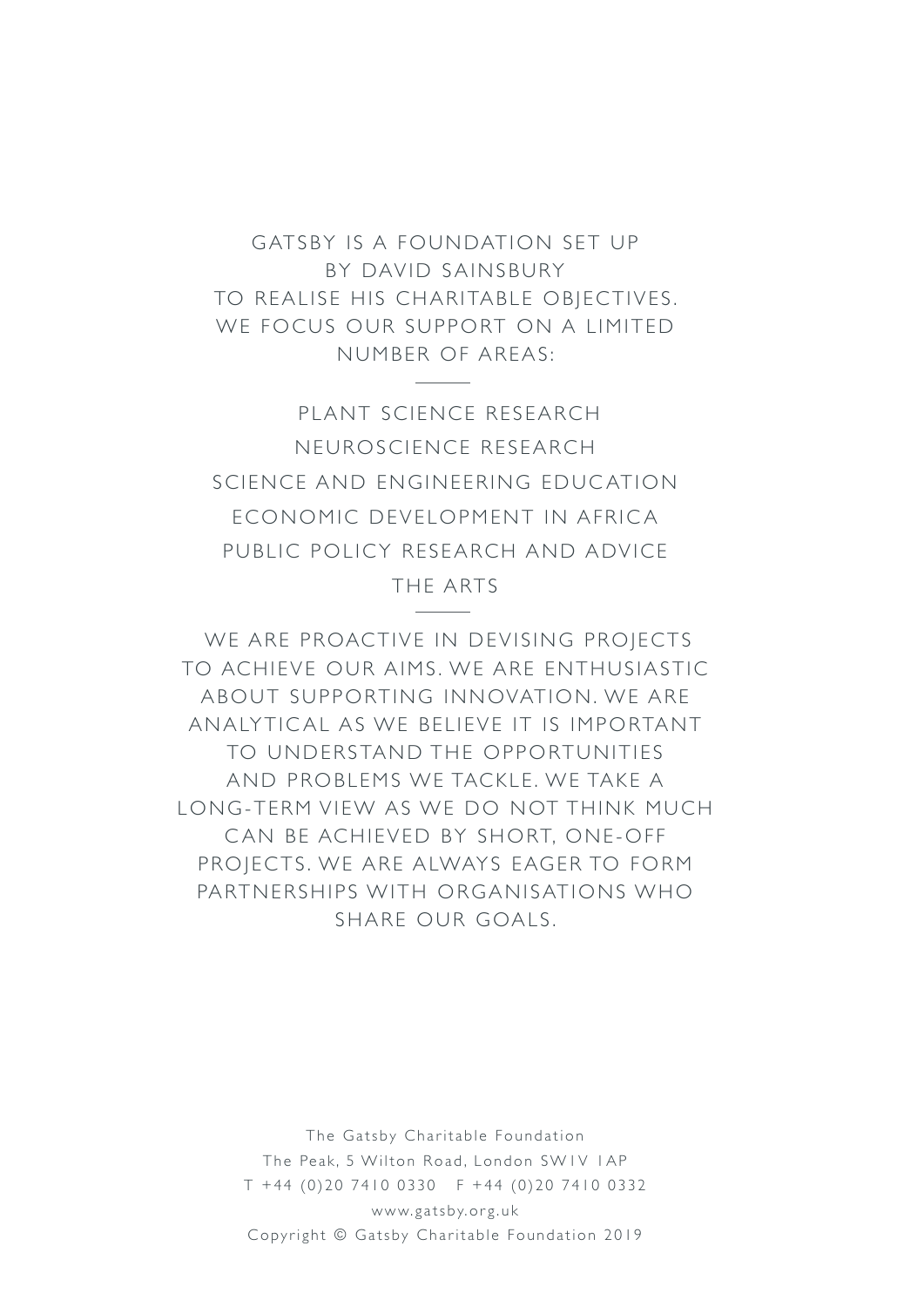GATSBY IS A FOUNDATION SET UP BY DAVID SAINSBURY TO REALISE HIS CHARITABLE OBJECTIVES. WE FOCUS OUR SUPPORT ON A LIMITED NUMBER OF AREAS:

---

PLANT SCIENCE RESEARCH

NEUROSCIENCE RESEARCH

SCIENCE AND ENGINEERING EDUCATION

ECONOMIC DEVELOPMENT IN AFRICA

PUBLIC POLICY RESEARCH AND ADVICE

THE ARTS

---

WE ARE PROACTIVE IN DEVISING PROJECTS TO ACHIEVE OUR AIMS. WE ARE ENTHUSIASTIC ABOUT SUPPORTING INNOVATION. WE ARE ANALYTICAL AS WE BELIEVE IT IS IMPORTANT TO UNDERSTAND THE OPPORTUNITIES AND PROBLEMS WE TACKLE. WE TAKE A LONG-TERM VIEW AS WE DO NOT THINK MUCH CAN BE ACHIEVED BY SHORT, ONE-OFF PROJECTS. WE ARE ALWAYS EAGER TO FORM PARTNERSHIPS WITH ORGANISATIONS WHO SHARE OUR GOALS.

The Gatsby Charitable Foundation
The Peak, 5 Wilton Road, London SW1V 1AP
T +44 (0)20 7410 0330 F +44 (0)20 7410 0332
www.gatsby.org.uk
Copyright © Gatsby Charitable Foundation 2019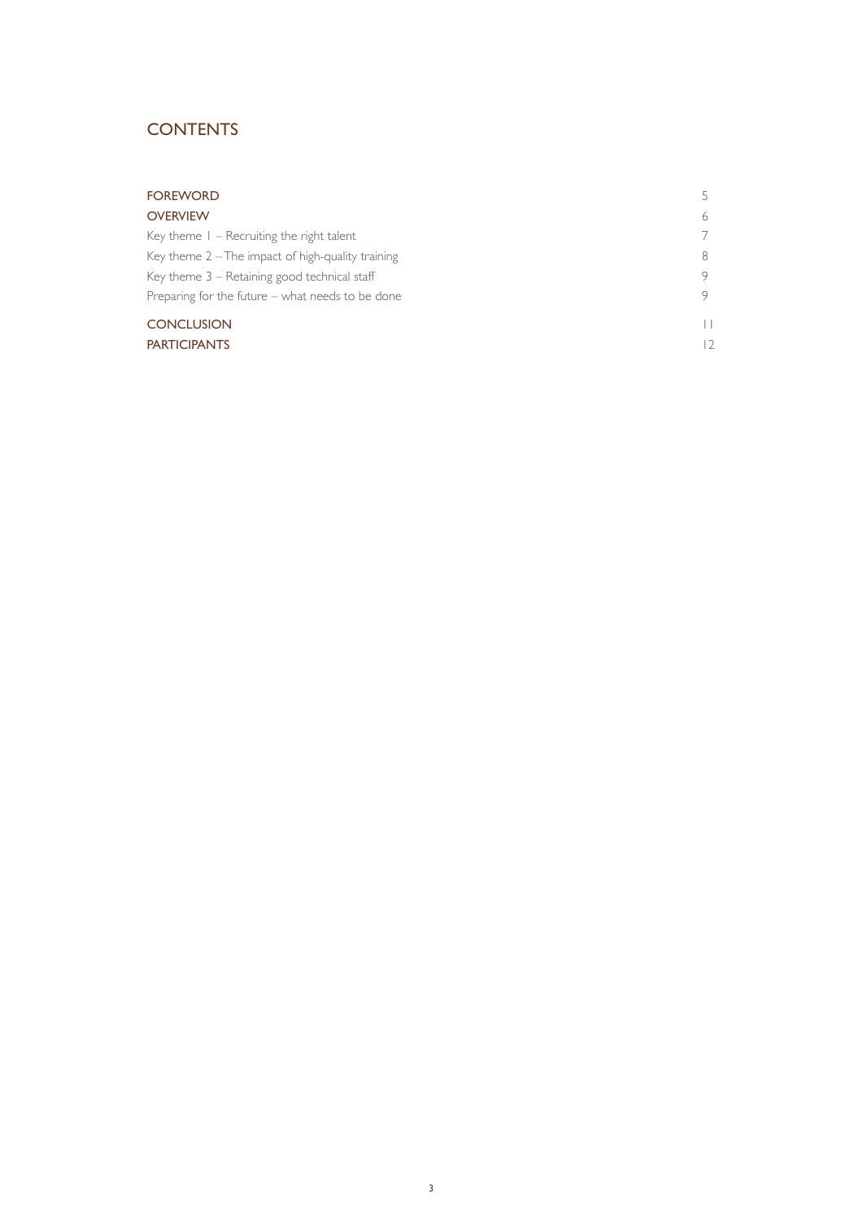# CONTENTS

| | |
|---|---|
| FOREWORD | 5 |
| OVERVIEW | 6 |
| Key theme 1 – Recruiting the right talent | 7 |
| Key theme 2 – The impact of high-quality training | 8 |
| Key theme 3 – Retaining good technical staff | 9 |
| Preparing for the future – what needs to be done | 9 |
| CONCLUSION | 11 |
| PARTICIPANTS | 12 |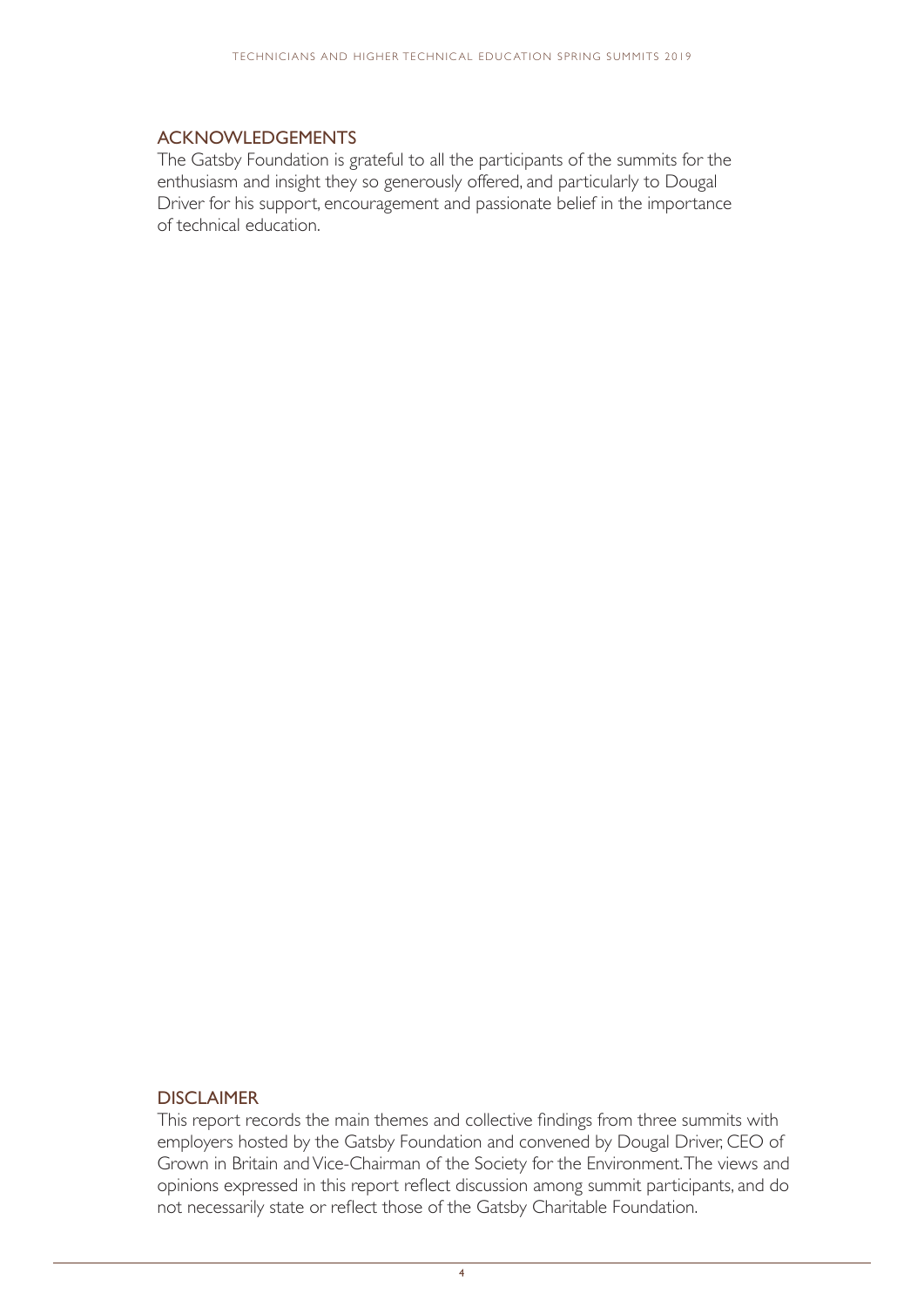## ACKNOWLEDGEMENTS

The Gatsby Foundation is grateful to all the participants of the summits for the enthusiasm and insight they so generously offered, and particularly to Dougal Driver for his support, encouragement and passionate belief in the importance of technical education.

## DISCLAIMER

This report records the main themes and collective findings from three summits with employers hosted by the Gatsby Foundation and convened by Dougal Driver, CEO of Grown in Britain and Vice-Chairman of the Society for the Environment. The views and opinions expressed in this report reflect discussion among summit participants, and do not necessarily state or reflect those of the Gatsby Charitable Foundation.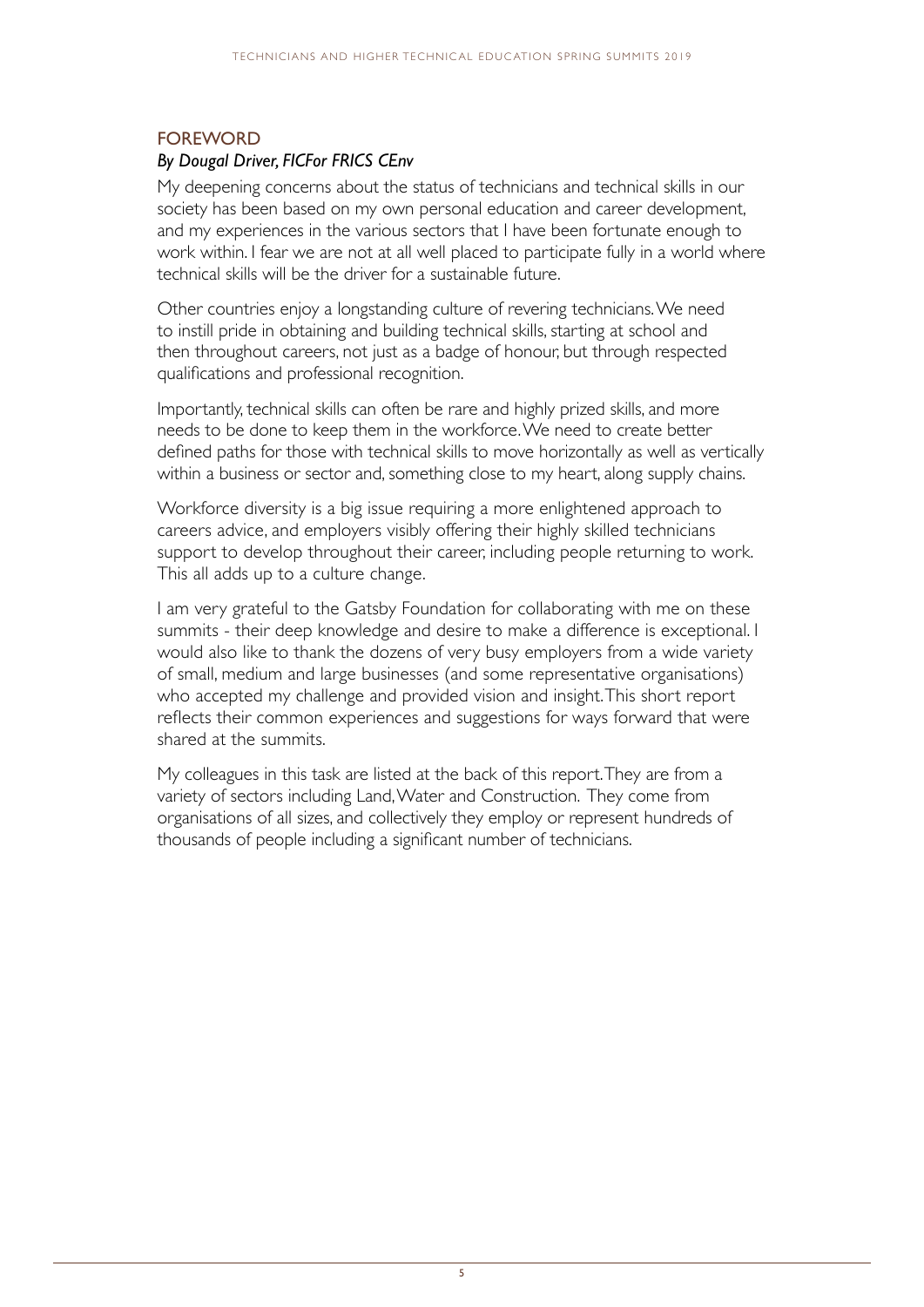## FOREWORD

*By Dougal Driver, FICFor FRICS CEnv*

My deepening concerns about the status of technicians and technical skills in our society has been based on my own personal education and career development, and my experiences in the various sectors that I have been fortunate enough to work within. I fear we are not at all well placed to participate fully in a world where technical skills will be the driver for a sustainable future.

Other countries enjoy a longstanding culture of revering technicians. We need to instill pride in obtaining and building technical skills, starting at school and then throughout careers, not just as a badge of honour, but through respected qualifications and professional recognition.

Importantly, technical skills can often be rare and highly prized skills, and more needs to be done to keep them in the workforce. We need to create better defined paths for those with technical skills to move horizontally as well as vertically within a business or sector and, something close to my heart, along supply chains.

Workforce diversity is a big issue requiring a more enlightened approach to careers advice, and employers visibly offering their highly skilled technicians support to develop throughout their career, including people returning to work. This all adds up to a culture change.

I am very grateful to the Gatsby Foundation for collaborating with me on these summits - their deep knowledge and desire to make a difference is exceptional. I would also like to thank the dozens of very busy employers from a wide variety of small, medium and large businesses (and some representative organisations) who accepted my challenge and provided vision and insight. This short report reflects their common experiences and suggestions for ways forward that were shared at the summits.

My colleagues in this task are listed at the back of this report. They are from a variety of sectors including Land, Water and Construction. They come from organisations of all sizes, and collectively they employ or represent hundreds of thousands of people including a significant number of technicians.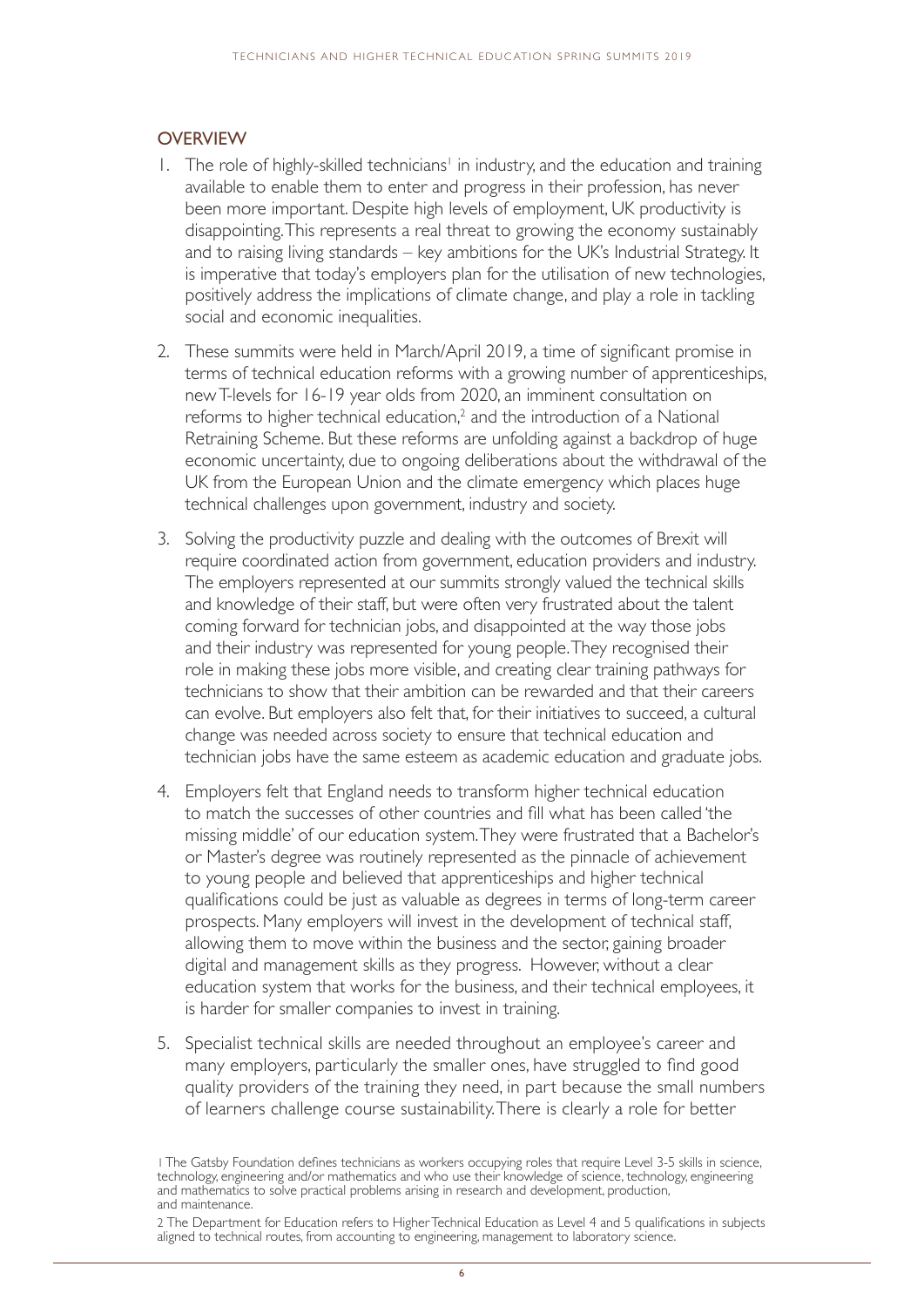## OVERVIEW

1. The role of highly-skilled technicians[1] in industry, and the education and training available to enable them to enter and progress in their profession, has never been more important. Despite high levels of employment, UK productivity is disappointing. This represents a real threat to growing the economy sustainably and to raising living standards – key ambitions for the UK's Industrial Strategy. It is imperative that today's employers plan for the utilisation of new technologies, positively address the implications of climate change, and play a role in tackling social and economic inequalities.

2. These summits were held in March/April 2019, a time of significant promise in terms of technical education reforms with a growing number of apprenticeships, new T-levels for 16-19 year olds from 2020, an imminent consultation on reforms to higher technical education,[2] and the introduction of a National Retraining Scheme. But these reforms are unfolding against a backdrop of huge economic uncertainty, due to ongoing deliberations about the withdrawal of the UK from the European Union and the climate emergency which places huge technical challenges upon government, industry and society.

3. Solving the productivity puzzle and dealing with the outcomes of Brexit will require coordinated action from government, education providers and industry. The employers represented at our summits strongly valued the technical skills and knowledge of their staff, but were often very frustrated about the talent coming forward for technician jobs, and disappointed at the way those jobs and their industry was represented for young people. They recognised their role in making these jobs more visible, and creating clear training pathways for technicians to show that their ambition can be rewarded and that their careers can evolve. But employers also felt that, for their initiatives to succeed, a cultural change was needed across society to ensure that technical education and technician jobs have the same esteem as academic education and graduate jobs.

4. Employers felt that England needs to transform higher technical education to match the successes of other countries and fill what has been called 'the missing middle' of our education system. They were frustrated that a Bachelor's or Master's degree was routinely represented as the pinnacle of achievement to young people and believed that apprenticeships and higher technical qualifications could be just as valuable as degrees in terms of long-term career prospects. Many employers will invest in the development of technical staff, allowing them to move within the business and the sector, gaining broader digital and management skills as they progress. However, without a clear education system that works for the business, and their technical employees, it is harder for smaller companies to invest in training.

5. Specialist technical skills are needed throughout an employee's career and many employers, particularly the smaller ones, have struggled to find good quality providers of the training they need, in part because the small numbers of learners challenge course sustainability. There is clearly a role for better

1 The Gatsby Foundation defines technicians as workers occupying roles that require Level 3-5 skills in science, technology, engineering and/or mathematics and who use their knowledge of science, technology, engineering and mathematics to solve practical problems arising in research and development, production, and maintenance.

2 The Department for Education refers to Higher Technical Education as Level 4 and 5 qualifications in subjects aligned to technical routes, from accounting to engineering, management to laboratory science.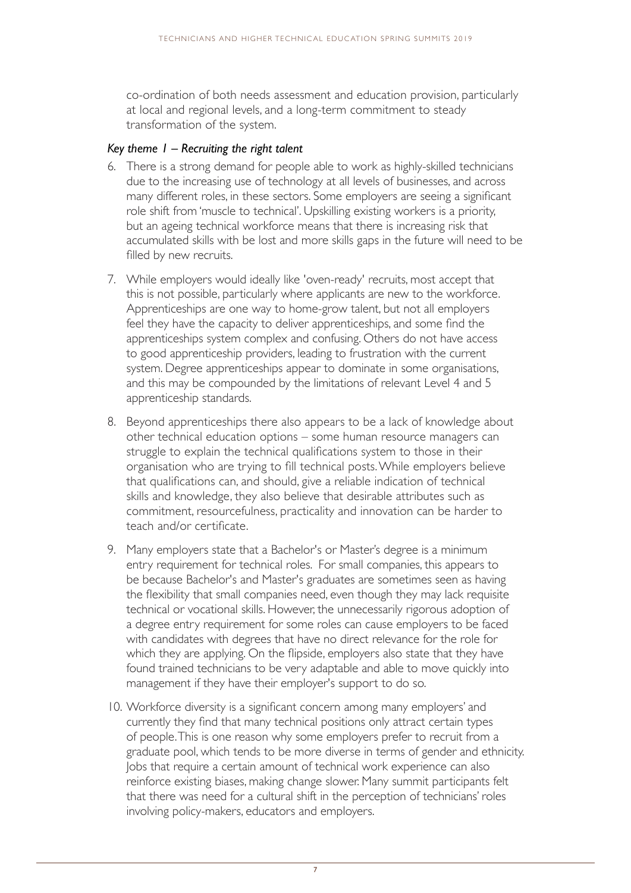co-ordination of both needs assessment and education provision, particularly at local and regional levels, and a long-term commitment to steady transformation of the system.

*Key theme 1 – Recruiting the right talent*

6. There is a strong demand for people able to work as highly-skilled technicians due to the increasing use of technology at all levels of businesses, and across many different roles, in these sectors. Some employers are seeing a significant role shift from 'muscle to technical'. Upskilling existing workers is a priority, but an ageing technical workforce means that there is increasing risk that accumulated skills with be lost and more skills gaps in the future will need to be filled by new recruits.

7. While employers would ideally like 'oven-ready' recruits, most accept that this is not possible, particularly where applicants are new to the workforce. Apprenticeships are one way to home-grow talent, but not all employers feel they have the capacity to deliver apprenticeships, and some find the apprenticeships system complex and confusing. Others do not have access to good apprenticeship providers, leading to frustration with the current system. Degree apprenticeships appear to dominate in some organisations, and this may be compounded by the limitations of relevant Level 4 and 5 apprenticeship standards.

8. Beyond apprenticeships there also appears to be a lack of knowledge about other technical education options – some human resource managers can struggle to explain the technical qualifications system to those in their organisation who are trying to fill technical posts. While employers believe that qualifications can, and should, give a reliable indication of technical skills and knowledge, they also believe that desirable attributes such as commitment, resourcefulness, practicality and innovation can be harder to teach and/or certificate.

9. Many employers state that a Bachelor's or Master's degree is a minimum entry requirement for technical roles. For small companies, this appears to be because Bachelor's and Master's graduates are sometimes seen as having the flexibility that small companies need, even though they may lack requisite technical or vocational skills. However, the unnecessarily rigorous adoption of a degree entry requirement for some roles can cause employers to be faced with candidates with degrees that have no direct relevance for the role for which they are applying. On the flipside, employers also state that they have found trained technicians to be very adaptable and able to move quickly into management if they have their employer's support to do so.

10. Workforce diversity is a significant concern among many employers' and currently they find that many technical positions only attract certain types of people. This is one reason why some employers prefer to recruit from a graduate pool, which tends to be more diverse in terms of gender and ethnicity. Jobs that require a certain amount of technical work experience can also reinforce existing biases, making change slower. Many summit participants felt that there was need for a cultural shift in the perception of technicians' roles involving policy-makers, educators and employers.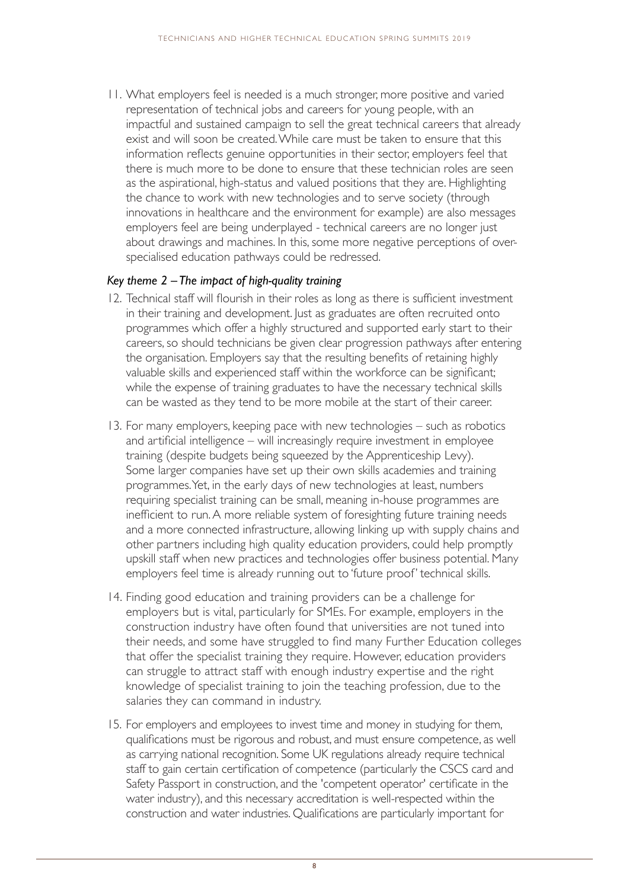11. What employers feel is needed is a much stronger, more positive and varied representation of technical jobs and careers for young people, with an impactful and sustained campaign to sell the great technical careers that already exist and will soon be created. While care must be taken to ensure that this information reflects genuine opportunities in their sector, employers feel that there is much more to be done to ensure that these technician roles are seen as the aspirational, high-status and valued positions that they are. Highlighting the chance to work with new technologies and to serve society (through innovations in healthcare and the environment for example) are also messages employers feel are being underplayed - technical careers are no longer just about drawings and machines. In this, some more negative perceptions of over-specialised education pathways could be redressed.

### *Key theme 2 – The impact of high-quality training*

12. Technical staff will flourish in their roles as long as there is sufficient investment in their training and development. Just as graduates are often recruited onto programmes which offer a highly structured and supported early start to their careers, so should technicians be given clear progression pathways after entering the organisation. Employers say that the resulting benefits of retaining highly valuable skills and experienced staff within the workforce can be significant; while the expense of training graduates to have the necessary technical skills can be wasted as they tend to be more mobile at the start of their career.

13. For many employers, keeping pace with new technologies – such as robotics and artificial intelligence – will increasingly require investment in employee training (despite budgets being squeezed by the Apprenticeship Levy). Some larger companies have set up their own skills academies and training programmes. Yet, in the early days of new technologies at least, numbers requiring specialist training can be small, meaning in-house programmes are inefficient to run. A more reliable system of foresighting future training needs and a more connected infrastructure, allowing linking up with supply chains and other partners including high quality education providers, could help promptly upskill staff when new practices and technologies offer business potential. Many employers feel time is already running out to 'future proof' technical skills.

14. Finding good education and training providers can be a challenge for employers but is vital, particularly for SMEs. For example, employers in the construction industry have often found that universities are not tuned into their needs, and some have struggled to find many Further Education colleges that offer the specialist training they require. However, education providers can struggle to attract staff with enough industry expertise and the right knowledge of specialist training to join the teaching profession, due to the salaries they can command in industry.

15. For employers and employees to invest time and money in studying for them, qualifications must be rigorous and robust, and must ensure competence, as well as carrying national recognition. Some UK regulations already require technical staff to gain certain certification of competence (particularly the CSCS card and Safety Passport in construction, and the 'competent operator' certificate in the water industry), and this necessary accreditation is well-respected within the construction and water industries. Qualifications are particularly important for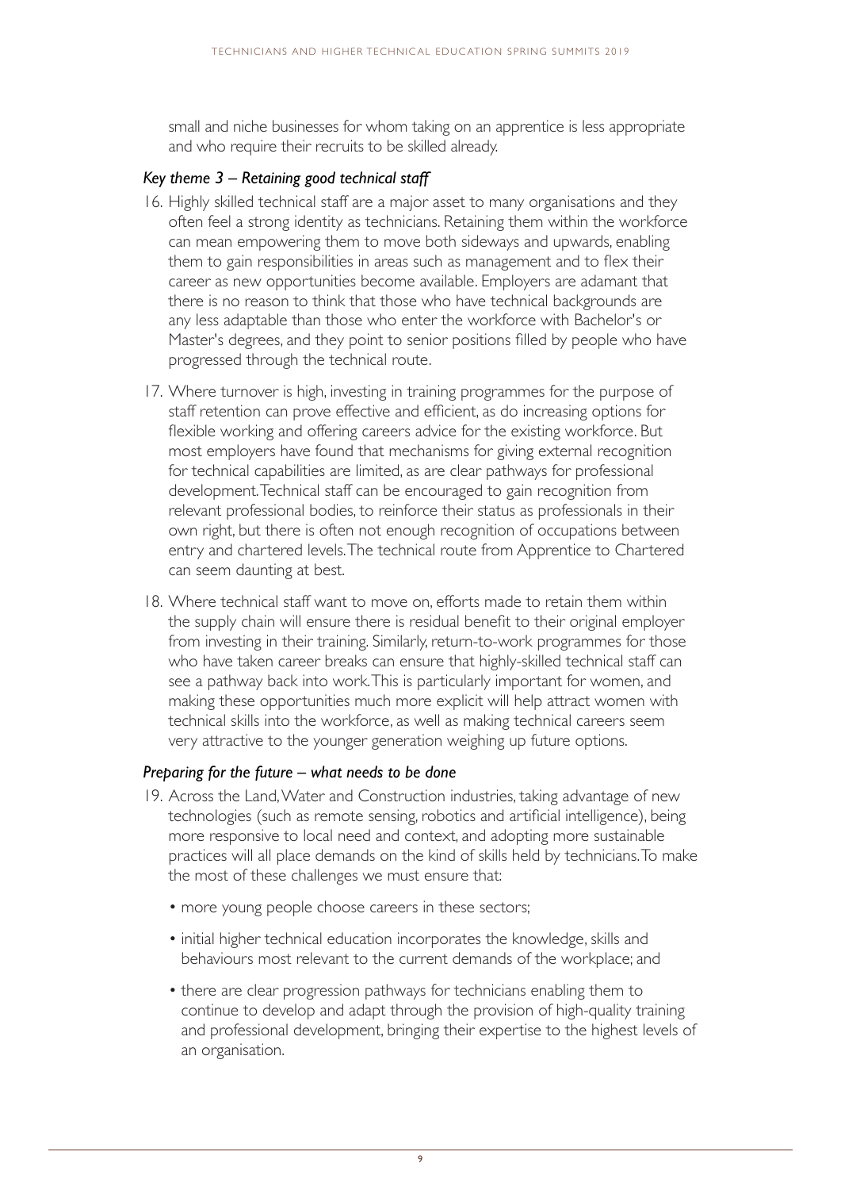small and niche businesses for whom taking on an apprentice is less appropriate and who require their recruits to be skilled already.

### *Key theme 3 – Retaining good technical staff*

16. Highly skilled technical staff are a major asset to many organisations and they often feel a strong identity as technicians. Retaining them within the workforce can mean empowering them to move both sideways and upwards, enabling them to gain responsibilities in areas such as management and to flex their career as new opportunities become available. Employers are adamant that there is no reason to think that those who have technical backgrounds are any less adaptable than those who enter the workforce with Bachelor's or Master's degrees, and they point to senior positions filled by people who have progressed through the technical route.

17. Where turnover is high, investing in training programmes for the purpose of staff retention can prove effective and efficient, as do increasing options for flexible working and offering careers advice for the existing workforce. But most employers have found that mechanisms for giving external recognition for technical capabilities are limited, as are clear pathways for professional development. Technical staff can be encouraged to gain recognition from relevant professional bodies, to reinforce their status as professionals in their own right, but there is often not enough recognition of occupations between entry and chartered levels. The technical route from Apprentice to Chartered can seem daunting at best.

18. Where technical staff want to move on, efforts made to retain them within the supply chain will ensure there is residual benefit to their original employer from investing in their training. Similarly, return-to-work programmes for those who have taken career breaks can ensure that highly-skilled technical staff can see a pathway back into work. This is particularly important for women, and making these opportunities much more explicit will help attract women with technical skills into the workforce, as well as making technical careers seem very attractive to the younger generation weighing up future options.

### *Preparing for the future – what needs to be done*

19. Across the Land, Water and Construction industries, taking advantage of new technologies (such as remote sensing, robotics and artificial intelligence), being more responsive to local need and context, and adopting more sustainable practices will all place demands on the kind of skills held by technicians. To make the most of these challenges we must ensure that:

    - more young people choose careers in these sectors;
    - initial higher technical education incorporates the knowledge, skills and behaviours most relevant to the current demands of the workplace; and
    - there are clear progression pathways for technicians enabling them to continue to develop and adapt through the provision of high-quality training and professional development, bringing their expertise to the highest levels of an organisation.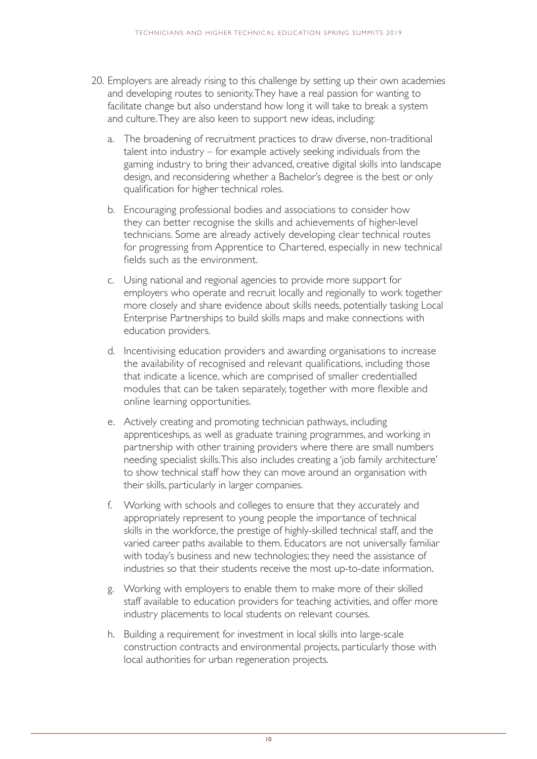20. Employers are already rising to this challenge by setting up their own academies and developing routes to seniority. They have a real passion for wanting to facilitate change but also understand how long it will take to break a system and culture. They are also keen to support new ideas, including:

    a. The broadening of recruitment practices to draw diverse, non-traditional talent into industry – for example actively seeking individuals from the gaming industry to bring their advanced, creative digital skills into landscape design, and reconsidering whether a Bachelor's degree is the best or only qualification for higher technical roles.

    b. Encouraging professional bodies and associations to consider how they can better recognise the skills and achievements of higher-level technicians. Some are already actively developing clear technical routes for progressing from Apprentice to Chartered, especially in new technical fields such as the environment.

    c. Using national and regional agencies to provide more support for employers who operate and recruit locally and regionally to work together more closely and share evidence about skills needs, potentially tasking Local Enterprise Partnerships to build skills maps and make connections with education providers.

    d. Incentivising education providers and awarding organisations to increase the availability of recognised and relevant qualifications, including those that indicate a licence, which are comprised of smaller credentialled modules that can be taken separately, together with more flexible and online learning opportunities.

    e. Actively creating and promoting technician pathways, including apprenticeships, as well as graduate training programmes, and working in partnership with other training providers where there are small numbers needing specialist skills. This also includes creating a 'job family architecture' to show technical staff how they can move around an organisation with their skills, particularly in larger companies.

    f. Working with schools and colleges to ensure that they accurately and appropriately represent to young people the importance of technical skills in the workforce, the prestige of highly-skilled technical staff, and the varied career paths available to them. Educators are not universally familiar with today's business and new technologies; they need the assistance of industries so that their students receive the most up-to-date information.

    g. Working with employers to enable them to make more of their skilled staff available to education providers for teaching activities, and offer more industry placements to local students on relevant courses.

    h. Building a requirement for investment in local skills into large-scale construction contracts and environmental projects, particularly those with local authorities for urban regeneration projects.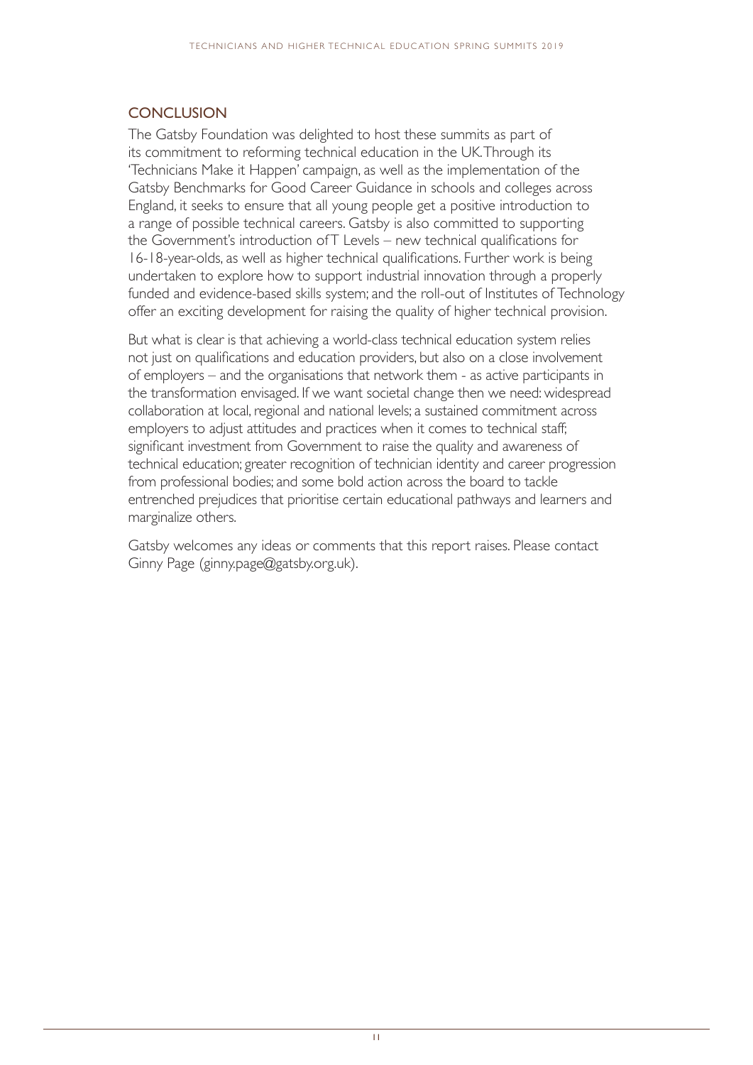## CONCLUSION

The Gatsby Foundation was delighted to host these summits as part of its commitment to reforming technical education in the UK. Through its 'Technicians Make it Happen' campaign, as well as the implementation of the Gatsby Benchmarks for Good Career Guidance in schools and colleges across England, it seeks to ensure that all young people get a positive introduction to a range of possible technical careers. Gatsby is also committed to supporting the Government's introduction of T Levels – new technical qualifications for 16-18-year-olds, as well as higher technical qualifications. Further work is being undertaken to explore how to support industrial innovation through a properly funded and evidence-based skills system; and the roll-out of Institutes of Technology offer an exciting development for raising the quality of higher technical provision.

But what is clear is that achieving a world-class technical education system relies not just on qualifications and education providers, but also on a close involvement of employers – and the organisations that network them - as active participants in the transformation envisaged. If we want societal change then we need: widespread collaboration at local, regional and national levels; a sustained commitment across employers to adjust attitudes and practices when it comes to technical staff; significant investment from Government to raise the quality and awareness of technical education; greater recognition of technician identity and career progression from professional bodies; and some bold action across the board to tackle entrenched prejudices that prioritise certain educational pathways and learners and marginalize others.

Gatsby welcomes any ideas or comments that this report raises. Please contact Ginny Page (ginny.page@gatsby.org.uk).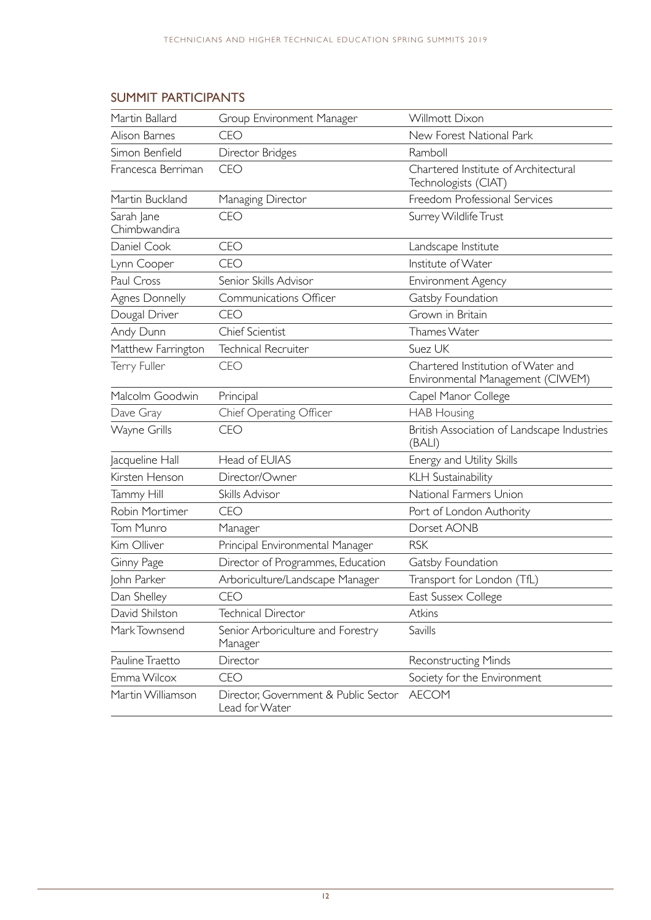## SUMMIT PARTICIPANTS

| Name | Role | Organisation |
| --- | --- | --- |
| Martin Ballard | Group Environment Manager | Willmott Dixon |
| Alison Barnes | CEO | New Forest National Park |
| Simon Benfield | Director Bridges | Ramboll |
| Francesca Berriman | CEO | Chartered Institute of Architectural Technologists (CIAT) |
| Martin Buckland | Managing Director | Freedom Professional Services |
| Sarah Jane Chimbwandira | CEO | Surrey Wildlife Trust |
| Daniel Cook | CEO | Landscape Institute |
| Lynn Cooper | CEO | Institute of Water |
| Paul Cross | Senior Skills Advisor | Environment Agency |
| Agnes Donnelly | Communications Officer | Gatsby Foundation |
| Dougal Driver | CEO | Grown in Britain |
| Andy Dunn | Chief Scientist | Thames Water |
| Matthew Farrington | Technical Recruiter | Suez UK |
| Terry Fuller | CEO | Chartered Institution of Water and Environmental Management (CIWEM) |
| Malcolm Goodwin | Principal | Capel Manor College |
| Dave Gray | Chief Operating Officer | HAB Housing |
| Wayne Grills | CEO | British Association of Landscape Industries (BALI) |
| Jacqueline Hall | Head of EUIAS | Energy and Utility Skills |
| Kirsten Henson | Director/Owner | KLH Sustainability |
| Tammy Hill | Skills Advisor | National Farmers Union |
| Robin Mortimer | CEO | Port of London Authority |
| Tom Munro | Manager | Dorset AONB |
| Kim Olliver | Principal Environmental Manager | RSK |
| Ginny Page | Director of Programmes, Education | Gatsby Foundation |
| John Parker | Arboriculture/Landscape Manager | Transport for London (TfL) |
| Dan Shelley | CEO | East Sussex College |
| David Shilston | Technical Director | Atkins |
| Mark Townsend | Senior Arboriculture and Forestry Manager | Savills |
| Pauline Traetto | Director | Reconstructing Minds |
| Emma Wilcox | CEO | Society for the Environment |
| Martin Williamson | Director, Government & Public Sector Lead for Water | AECOM |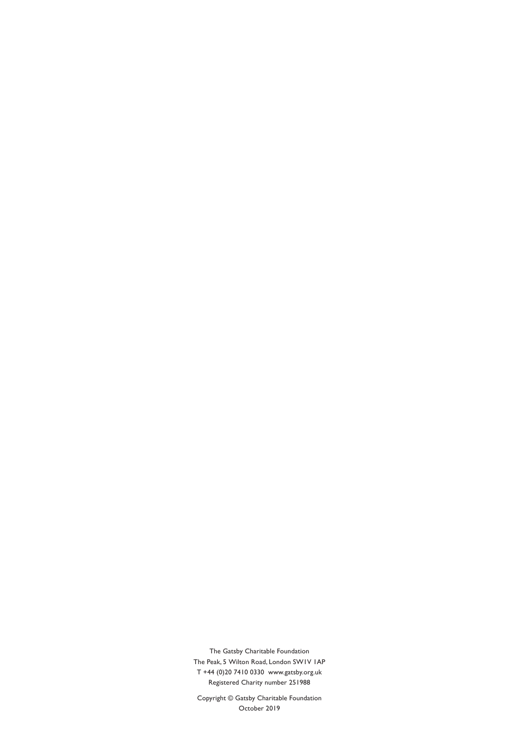The Gatsby Charitable Foundation
The Peak, 5 Wilton Road, London SW1V 1AP
T +44 (0)20 7410 0330 www.gatsby.org.uk
Registered Charity number 251988

Copyright © Gatsby Charitable Foundation
October 2019